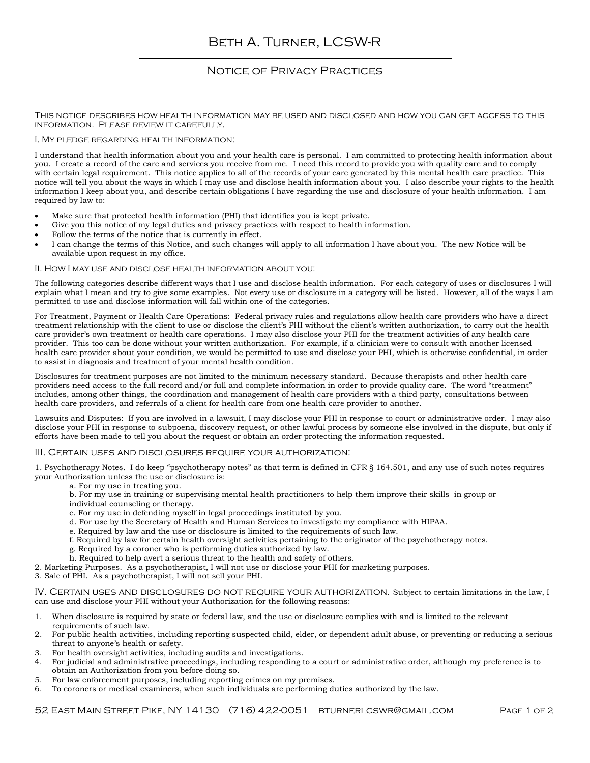# Beth A. Turner, LCSW-R

## Notice of Privacy Practices

This notice describes how health information may be used and disclosed and how you can get access to this information. Please review it carefully.

### I. My pledge regarding health information:

I understand that health information about you and your health care is personal. I am committed to protecting health information about you. I create a record of the care and services you receive from me. I need this record to provide you with quality care and to comply with certain legal requirement. This notice applies to all of the records of your care generated by this mental health care practice. This notice will tell you about the ways in which I may use and disclose health information about you. I also describe your rights to the health information I keep about you, and describe certain obligations I have regarding the use and disclosure of your health information. I am required by law to:

- Make sure that protected health information (PHI) that identifies you is kept private.
- Give you this notice of my legal duties and privacy practices with respect to health information.
- Follow the terms of the notice that is currently in effect.
- I can change the terms of this Notice, and such changes will apply to all information I have about you. The new Notice will be available upon request in my office.

### II. How I may use and disclose health information about you:

The following categories describe different ways that I use and disclose health information. For each category of uses or disclosures I will explain what I mean and try to give some examples. Not every use or disclosure in a category will be listed. However, all of the ways I am permitted to use and disclose information will fall within one of the categories.

For Treatment, Payment or Health Care Operations: Federal privacy rules and regulations allow health care providers who have a direct treatment relationship with the client to use or disclose the client's PHI without the client's written authorization, to carry out the health care provider's own treatment or health care operations. I may also disclose your PHI for the treatment activities of any health care provider. This too can be done without your written authorization. For example, if a clinician were to consult with another licensed health care provider about your condition, we would be permitted to use and disclose your PHI, which is otherwise confidential, in order to assist in diagnosis and treatment of your mental health condition.

Disclosures for treatment purposes are not limited to the minimum necessary standard. Because therapists and other health care providers need access to the full record and/or full and complete information in order to provide quality care. The word "treatment" includes, among other things, the coordination and management of health care providers with a third party, consultations between health care providers, and referrals of a client for health care from one health care provider to another.

Lawsuits and Disputes: If you are involved in a lawsuit, I may disclose your PHI in response to court or administrative order. I may also disclose your PHI in response to subpoena, discovery request, or other lawful process by someone else involved in the dispute, but only if efforts have been made to tell you about the request or obtain an order protecting the information requested.

### III. Certain uses and disclosures require your authorization:

1. Psychotherapy Notes. I do keep "psychotherapy notes" as that term is defined in CFR § 164.501, and any use of such notes requires your Authorization unless the use or disclosure is:
   a. For my use in treating you.
   b. For my use in training or supervising mental health practitioners to help them improve their skills in group or individual counseling or therapy.
   c. For my use in defending myself in legal proceedings instituted by you.
   d. For use by the Secretary of Health and Human Services to investigate my compliance with HIPAA.
   e. Required by law and the use or disclosure is limited to the requirements of such law.
   f. Required by law for certain health oversight activities pertaining to the originator of the psychotherapy notes.
   g. Required by a coroner who is performing duties authorized by law.
   h. Required to help avert a serious threat to the health and safety of others.
2. Marketing Purposes. As a psychotherapist, I will not use or disclose your PHI for marketing purposes.
3. Sale of PHI. As a psychotherapist, I will not sell your PHI.

### IV. Certain uses and disclosures do not require your authorization.

Subject to certain limitations in the law, I can use and disclose your PHI without your Authorization for the following reasons:

1. When disclosure is required by state or federal law, and the use or disclosure complies with and is limited to the relevant requirements of such law.
2. For public health activities, including reporting suspected child, elder, or dependent adult abuse, or preventing or reducing a serious threat to anyone's health or safety.
3. For health oversight activities, including audits and investigations.
4. For judicial and administrative proceedings, including responding to a court or administrative order, although my preference is to obtain an Authorization from you before doing so.
5. For law enforcement purposes, including reporting crimes on my premises.
6. To coroners or medical examiners, when such individuals are performing duties authorized by the law.

52 East Main Street Pike, NY 14130 (716) 422-0051 bturnerlcswr@gmail.com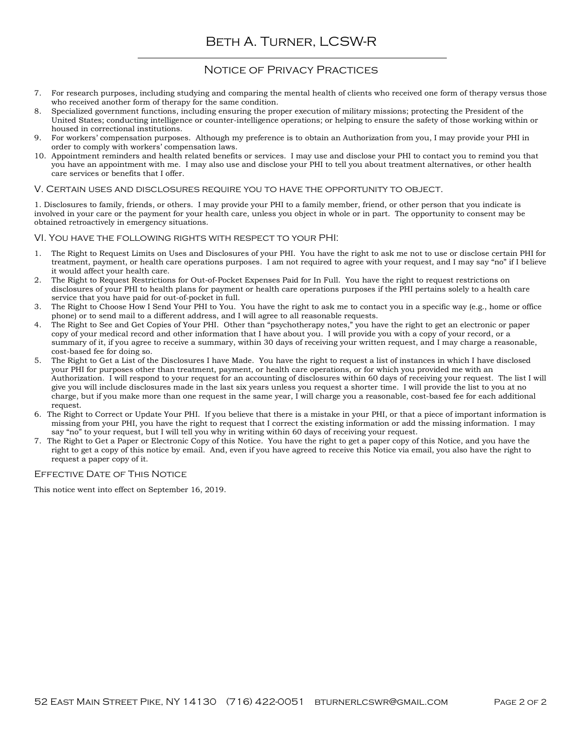7. For research purposes, including studying and comparing the mental health of clients who received one form of therapy versus those who received another form of therapy for the same condition.
8. Specialized government functions, including ensuring the proper execution of military missions; protecting the President of the United States; conducting intelligence or counter-intelligence operations; or helping to ensure the safety of those working within or housed in correctional institutions.
9. For workers' compensation purposes. Although my preference is to obtain an Authorization from you, I may provide your PHI in order to comply with workers' compensation laws.
10. Appointment reminders and health related benefits or services. I may use and disclose your PHI to contact you to remind you that you have an appointment with me. I may also use and disclose your PHI to tell you about treatment alternatives, or other health care services or benefits that I offer.

## V. Certain uses and disclosures require you to have the opportunity to object.

1. Disclosures to family, friends, or others. I may provide your PHI to a family member, friend, or other person that you indicate is involved in your care or the payment for your health care, unless you object in whole or in part. The opportunity to consent may be obtained retroactively in emergency situations.

## VI. You have the following rights with respect to your PHI:

1. The Right to Request Limits on Uses and Disclosures of your PHI. You have the right to ask me not to use or disclose certain PHI for treatment, payment, or health care operations purposes. I am not required to agree with your request, and I may say "no" if I believe it would affect your health care.
2. The Right to Request Restrictions for Out-of-Pocket Expenses Paid for In Full. You have the right to request restrictions on disclosures of your PHI to health plans for payment or health care operations purposes if the PHI pertains solely to a health care service that you have paid for out-of-pocket in full.
3. The Right to Choose How I Send Your PHI to You. You have the right to ask me to contact you in a specific way (e.g., home or office phone) or to send mail to a different address, and I will agree to all reasonable requests.
4. The Right to See and Get Copies of Your PHI. Other than "psychotherapy notes," you have the right to get an electronic or paper copy of your medical record and other information that I have about you. I will provide you with a copy of your record, or a summary of it, if you agree to receive a summary, within 30 days of receiving your written request, and I may charge a reasonable, cost-based fee for doing so.
5. The Right to Get a List of the Disclosures I have Made. You have the right to request a list of instances in which I have disclosed your PHI for purposes other than treatment, payment, or health care operations, or for which you provided me with an Authorization. I will respond to your request for an accounting of disclosures within 60 days of receiving your request. The list I will give you will include disclosures made in the last six years unless you request a shorter time. I will provide the list to you at no charge, but if you make more than one request in the same year, I will charge you a reasonable, cost-based fee for each additional request.
6. The Right to Correct or Update Your PHI. If you believe that there is a mistake in your PHI, or that a piece of important information is missing from your PHI, you have the right to request that I correct the existing information or add the missing information. I may say "no" to your request, but I will tell you why in writing within 60 days of receiving your request.
7. The Right to Get a Paper or Electronic Copy of this Notice. You have the right to get a paper copy of this Notice, and you have the right to get a copy of this notice by email. And, even if you have agreed to receive this Notice via email, you also have the right to request a paper copy of it.

## Effective Date of This Notice

This notice went into effect on September 16, 2019.